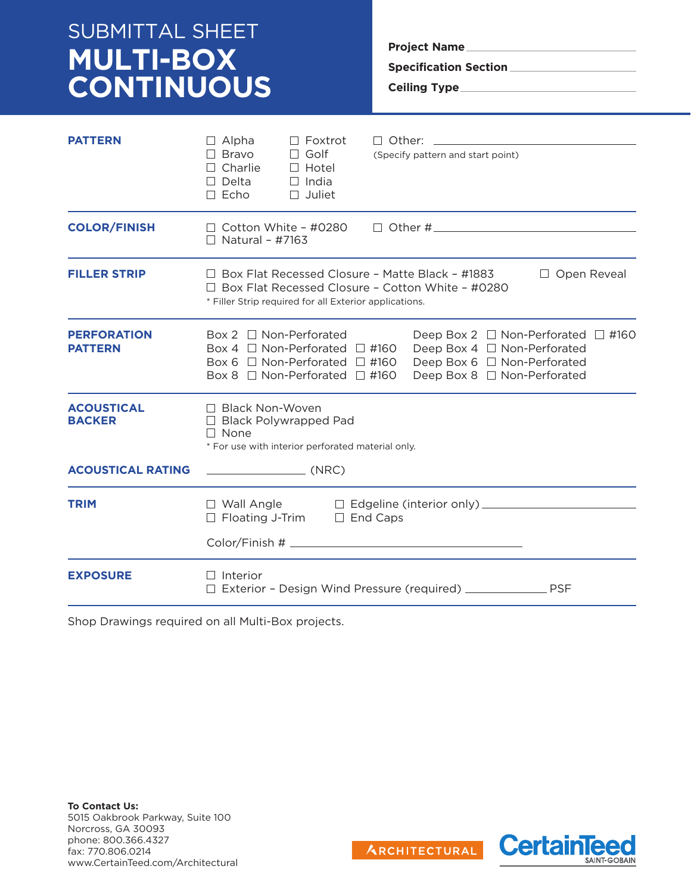# SUBMITTAL SHEET
# MULTI-BOX CONTINUOUS

**Project Name** ____________________

**Specification Section** ____________________

**Ceiling Type** ____________________

---

**PATTERN**

☐ Alpha
☐ Bravo
☐ Charlie
☐ Delta
☐ Echo
☐ Foxtrot
☐ Golf
☐ Hotel
☐ India
☐ Juliet
☐ Other: ____________________
(Specify pattern and start point)

---

**COLOR/FINISH**

☐ Cotton White – #0280
☐ Natural – #7163
☐ Other # ____________________

---

**FILLER STRIP**

☐ Box Flat Recessed Closure – Matte Black – #1883
☐ Box Flat Recessed Closure – Cotton White – #0280
☐ Open Reveal

* Filler Strip required for all Exterior applications.

---

**PERFORATION PATTERN**

| | | | | | |
|---|---|---|---|---|---|
| Box 2 | ☐ Non-Perforated | | Deep Box 2 | ☐ Non-Perforated | ☐ #160 |
| Box 4 | ☐ Non-Perforated | ☐ #160 | Deep Box 4 | ☐ Non-Perforated | |
| Box 6 | ☐ Non-Perforated | ☐ #160 | Deep Box 6 | ☐ Non-Perforated | |
| Box 8 | ☐ Non-Perforated | ☐ #160 | Deep Box 8 | ☐ Non-Perforated | |

---

**ACOUSTICAL BACKER**

☐ Black Non-Woven
☐ Black Polywrapped Pad
☐ None

* For use with interior perforated material only.

**ACOUSTICAL RATING** ____________ (NRC)

---

**TRIM**

☐ Wall Angle
☐ Floating J-Trim
☐ Edgeline (interior only) ____________________
☐ End Caps

Color/Finish # ____________________

---

**EXPOSURE**

☐ Interior
☐ Exterior – Design Wind Pressure (required) ____________ PSF

---

Shop Drawings required on all Multi-Box projects.

**To Contact Us:**
5015 Oakbrook Parkway, Suite 100
Norcross, GA 30093
phone: 800.366.4327
fax: 770.806.0214
www.CertainTeed.com/Architectural

ARCHITECTURAL

CertainTeed SAINT-GOBAIN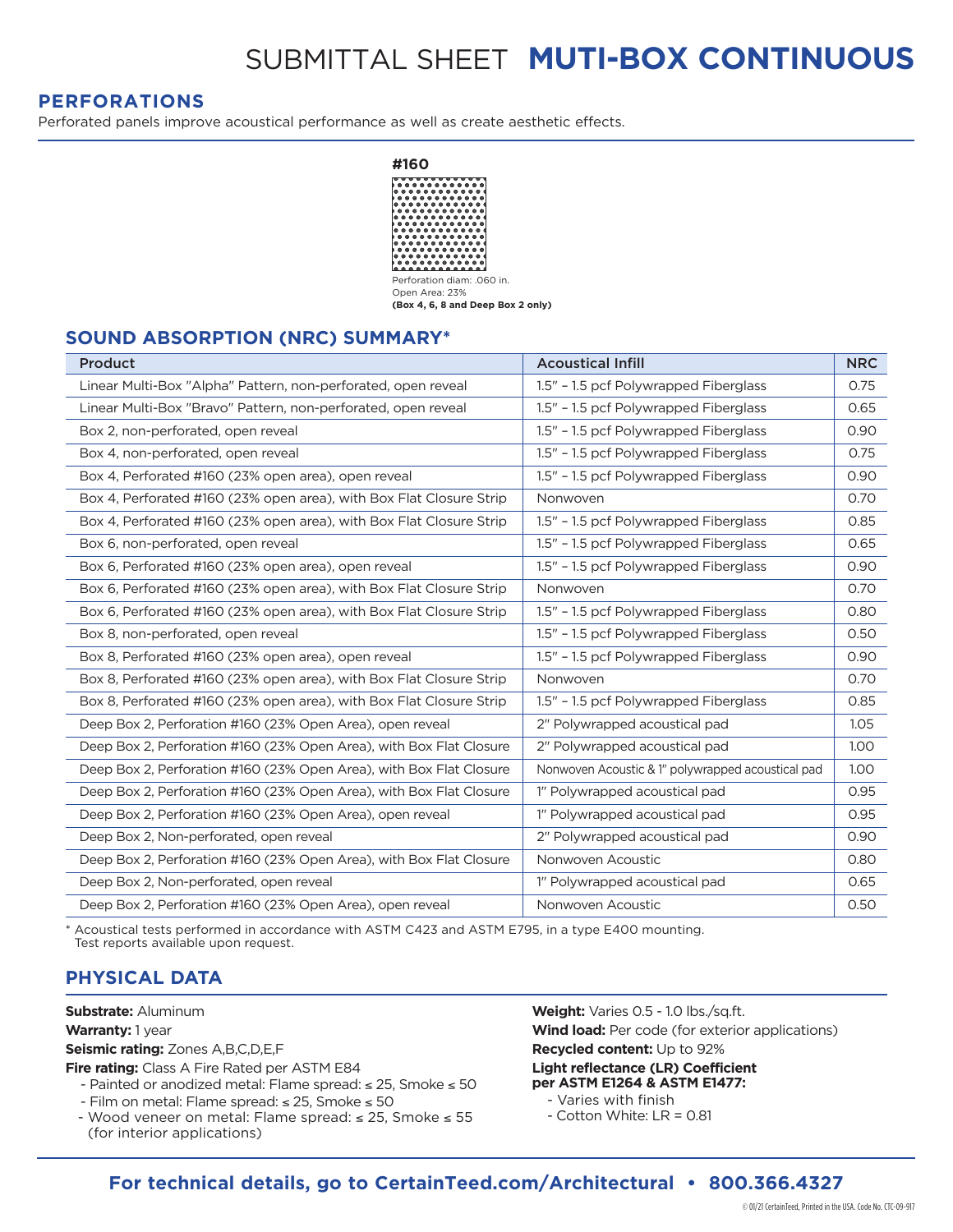# SUBMITTAL SHEET **MUTI-BOX CONTINUOUS**

## PERFORATIONS

Perforated panels improve acoustical performance as well as create aesthetic effects.

**#160**

Perforation diam: .060 in.
Open Area: 23%
**(Box 4, 6, 8 and Deep Box 2 only)**

## SOUND ABSORPTION (NRC) SUMMARY*

| Product | Acoustical Infill | NRC |
|---|---|---|
| Linear Multi-Box "Alpha" Pattern, non-perforated, open reveal | 1.5" – 1.5 pcf Polywrapped Fiberglass | 0.75 |
| Linear Multi-Box "Bravo" Pattern, non-perforated, open reveal | 1.5" – 1.5 pcf Polywrapped Fiberglass | 0.65 |
| Box 2, non-perforated, open reveal | 1.5" – 1.5 pcf Polywrapped Fiberglass | 0.90 |
| Box 4, non-perforated, open reveal | 1.5" – 1.5 pcf Polywrapped Fiberglass | 0.75 |
| Box 4, Perforated #160 (23% open area), open reveal | 1.5" – 1.5 pcf Polywrapped Fiberglass | 0.90 |
| Box 4, Perforated #160 (23% open area), with Box Flat Closure Strip | Nonwoven | 0.70 |
| Box 4, Perforated #160 (23% open area), with Box Flat Closure Strip | 1.5" – 1.5 pcf Polywrapped Fiberglass | 0.85 |
| Box 6, non-perforated, open reveal | 1.5" – 1.5 pcf Polywrapped Fiberglass | 0.65 |
| Box 6, Perforated #160 (23% open area), open reveal | 1.5" – 1.5 pcf Polywrapped Fiberglass | 0.90 |
| Box 6, Perforated #160 (23% open area), with Box Flat Closure Strip | Nonwoven | 0.70 |
| Box 6, Perforated #160 (23% open area), with Box Flat Closure Strip | 1.5" – 1.5 pcf Polywrapped Fiberglass | 0.80 |
| Box 8, non-perforated, open reveal | 1.5" – 1.5 pcf Polywrapped Fiberglass | 0.50 |
| Box 8, Perforated #160 (23% open area), open reveal | 1.5" – 1.5 pcf Polywrapped Fiberglass | 0.90 |
| Box 8, Perforated #160 (23% open area), with Box Flat Closure Strip | Nonwoven | 0.70 |
| Box 8, Perforated #160 (23% open area), with Box Flat Closure Strip | 1.5" – 1.5 pcf Polywrapped Fiberglass | 0.85 |
| Deep Box 2, Perforation #160 (23% Open Area), open reveal | 2" Polywrapped acoustical pad | 1.05 |
| Deep Box 2, Perforation #160 (23% Open Area), with Box Flat Closure | 2" Polywrapped acoustical pad | 1.00 |
| Deep Box 2, Perforation #160 (23% Open Area), with Box Flat Closure | Nonwoven Acoustic & 1" polywrapped acoustical pad | 1.00 |
| Deep Box 2, Perforation #160 (23% Open Area), with Box Flat Closure | 1" Polywrapped acoustical pad | 0.95 |
| Deep Box 2, Perforation #160 (23% Open Area), open reveal | 1" Polywrapped acoustical pad | 0.95 |
| Deep Box 2, Non-perforated, open reveal | 2" Polywrapped acoustical pad | 0.90 |
| Deep Box 2, Perforation #160 (23% Open Area), with Box Flat Closure | Nonwoven Acoustic | 0.80 |
| Deep Box 2, Non-perforated, open reveal | 1" Polywrapped acoustical pad | 0.65 |
| Deep Box 2, Perforation #160 (23% Open Area), open reveal | Nonwoven Acoustic | 0.50 |

\* Acoustical tests performed in accordance with ASTM C423 and ASTM E795, in a type E400 mounting. Test reports available upon request.

## PHYSICAL DATA

**Substrate:** Aluminum
**Warranty:** 1 year
**Seismic rating:** Zones A,B,C,D,E,F
**Fire rating:** Class A Fire Rated per ASTM E84

- Painted or anodized metal: Flame spread: ≤ 25, Smoke ≤ 50
- Film on metal: Flame spread: ≤ 25, Smoke ≤ 50
- Wood veneer on metal: Flame spread: ≤ 25, Smoke ≤ 55 (for interior applications)

**Weight:** Varies 0.5 - 1.0 lbs./sq.ft.
**Wind load:** Per code (for exterior applications)
**Recycled content:** Up to 92%
**Light reflectance (LR) Coefficient per ASTM E1264 & ASTM E1477:**

- Varies with finish
- Cotton White: LR = 0.81

**For technical details, go to CertainTeed.com/Architectural • 800.366.4327**

© 01/21 CertainTeed, Printed in the USA. Code No. CTC-09-917